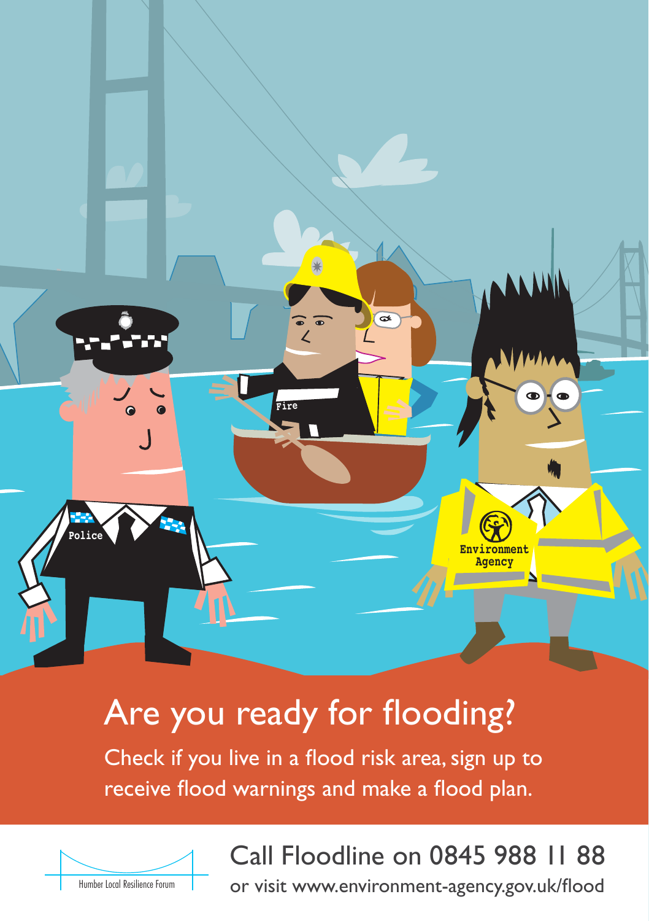# Are you ready for flooding?

Check if you live in a flood risk area, sign up to receive flood warnings and make a flood plan.

Humber Local Resilience Forum

## Call Floodline on 0845 988 11 88

or visit www.environment-agency.gov.uk/flood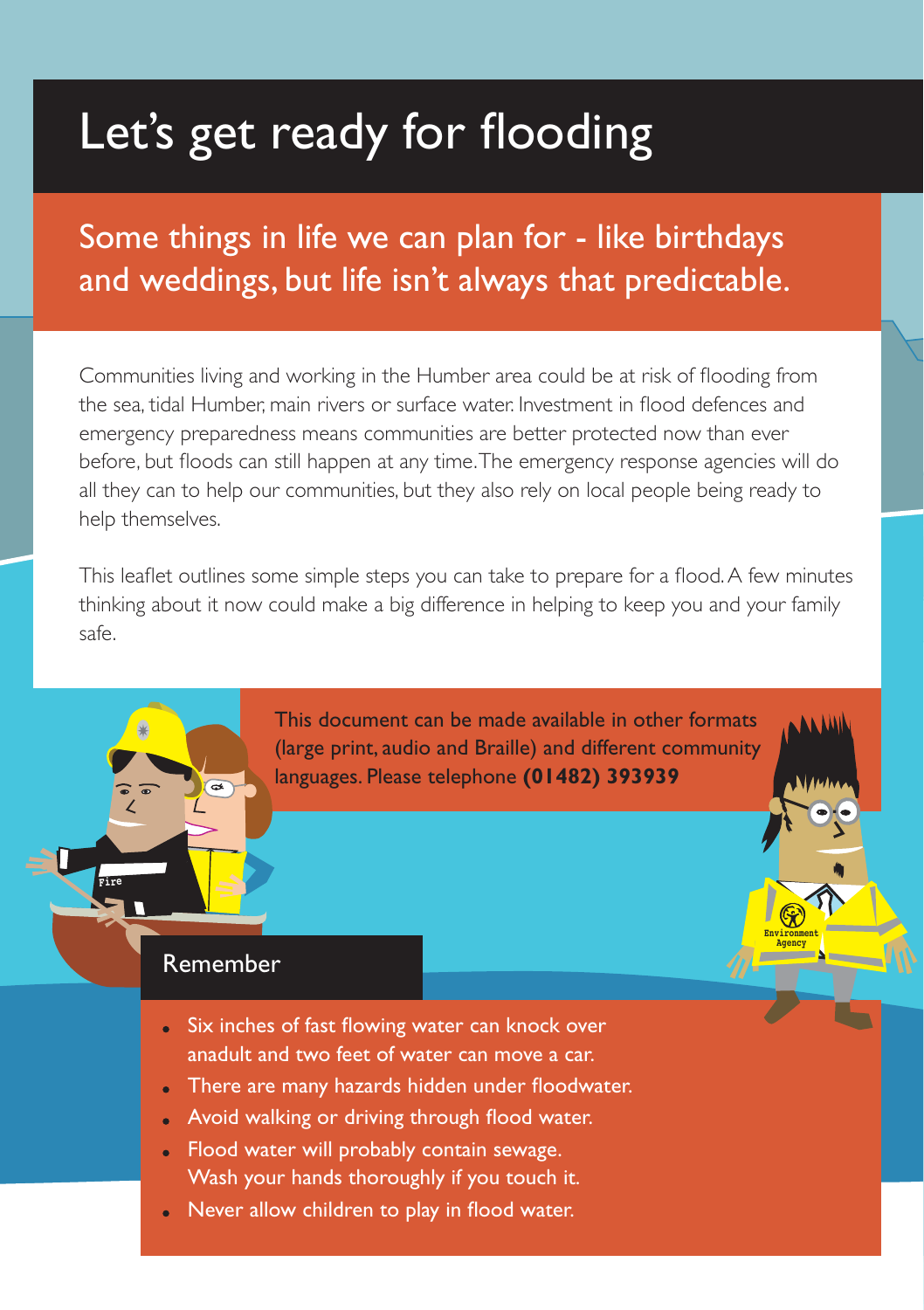# Let's get ready for flooding

## Some things in life we can plan for - like birthdays and weddings, but life isn't always that predictable.

Communities living and working in the Humber area could be at risk of flooding from the sea, tidal Humber, main rivers or surface water. Investment in flood defences and emergency preparedness means communities are better protected now than ever before, but floods can still happen at any time. The emergency response agencies will do all they can to help our communities, but they also rely on local people being ready to help themselves.

This leaflet outlines some simple steps you can take to prepare for a flood. A few minutes thinking about it now could make a big difference in helping to keep you and your family safe.

This document can be made available in other formats (large print, audio and Braille) and different community languages. Please telephone **(01482) 393939**

## Remember

- Six inches of fast flowing water can knock over anadult and two feet of water can move a car.
- There are many hazards hidden under floodwater.
- Avoid walking or driving through flood water.
- Flood water will probably contain sewage. Wash your hands thoroughly if you touch it.
- Never allow children to play in flood water.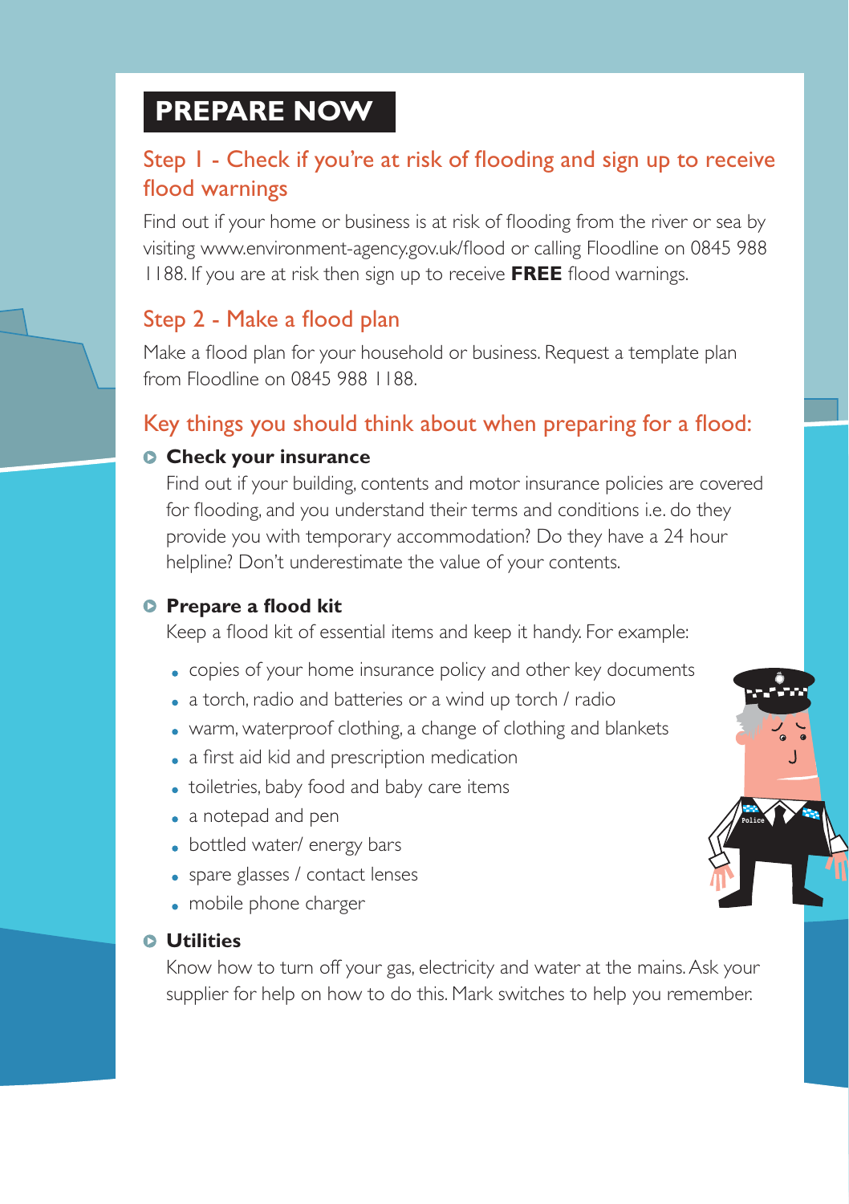# PREPARE NOW

## Step 1 - Check if you're at risk of flooding and sign up to receive flood warnings

Find out if your home or business is at risk of flooding from the river or sea by visiting www.environment-agency.gov.uk/flood or calling Floodline on 0845 988 1188. If you are at risk then sign up to receive **FREE** flood warnings.

## Step 2 - Make a flood plan

Make a flood plan for your household or business. Request a template plan from Floodline on 0845 988 1188.

## Key things you should think about when preparing for a flood:

### Check your insurance

Find out if your building, contents and motor insurance policies are covered for flooding, and you understand their terms and conditions i.e. do they provide you with temporary accommodation? Do they have a 24 hour helpline? Don't underestimate the value of your contents.

### Prepare a flood kit

Keep a flood kit of essential items and keep it handy. For example:

- copies of your home insurance policy and other key documents
- a torch, radio and batteries or a wind up torch / radio
- warm, waterproof clothing, a change of clothing and blankets
- a first aid kid and prescription medication
- toiletries, baby food and baby care items
- a notepad and pen
- bottled water/ energy bars
- spare glasses / contact lenses
- mobile phone charger

### Utilities

Know how to turn off your gas, electricity and water at the mains. Ask your supplier for help on how to do this. Mark switches to help you remember.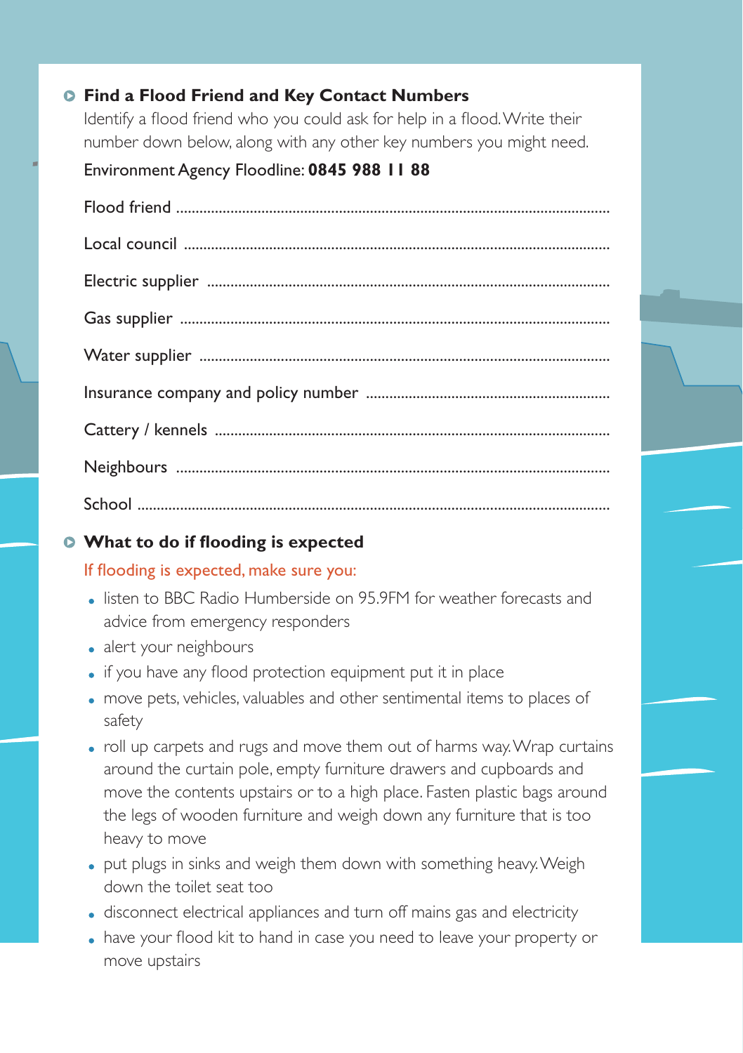## Find a Flood Friend and Key Contact Numbers

Identify a flood friend who you could ask for help in a flood. Write their number down below, along with any other key numbers you might need.

Environment Agency Floodline: **0845 988 11 88**

Flood friend ..............................................................................................................

Local council ............................................................................................................

Electric supplier ......................................................................................................

Gas supplier ............................................................................................................

Water supplier ........................................................................................................

Insurance company and policy number ..............................................................

Cattery / kennels ....................................................................................................

Neighbours ..............................................................................................................

School ........................................................................................................................

## What to do if flooding is expected

If flooding is expected, make sure you:

- listen to BBC Radio Humberside on 95.9FM for weather forecasts and advice from emergency responders
- alert your neighbours
- if you have any flood protection equipment put it in place
- move pets, vehicles, valuables and other sentimental items to places of safety
- roll up carpets and rugs and move them out of harms way. Wrap curtains around the curtain pole, empty furniture drawers and cupboards and move the contents upstairs or to a high place. Fasten plastic bags around the legs of wooden furniture and weigh down any furniture that is too heavy to move
- put plugs in sinks and weigh them down with something heavy. Weigh down the toilet seat too
- disconnect electrical appliances and turn off mains gas and electricity
- have your flood kit to hand in case you need to leave your property or move upstairs